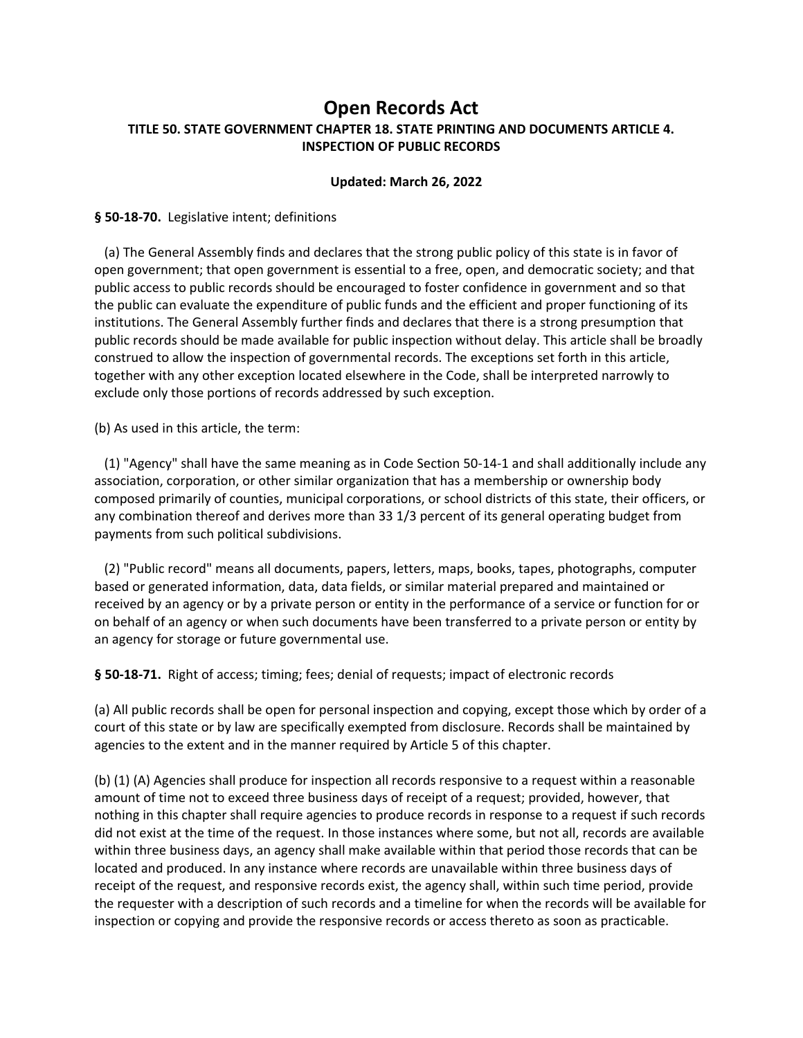# Open Records Act

## TITLE 50. STATE GOVERNMENT CHAPTER 18. STATE PRINTING AND DOCUMENTS ARTICLE 4. INSPECTION OF PUBLIC RECORDS

**Updated: March 26, 2022**

**§ 50-18-70.** Legislative intent; definitions

(a) The General Assembly finds and declares that the strong public policy of this state is in favor of open government; that open government is essential to a free, open, and democratic society; and that public access to public records should be encouraged to foster confidence in government and so that the public can evaluate the expenditure of public funds and the efficient and proper functioning of its institutions. The General Assembly further finds and declares that there is a strong presumption that public records should be made available for public inspection without delay. This article shall be broadly construed to allow the inspection of governmental records. The exceptions set forth in this article, together with any other exception located elsewhere in the Code, shall be interpreted narrowly to exclude only those portions of records addressed by such exception.

(b) As used in this article, the term:

(1) "Agency" shall have the same meaning as in Code Section 50-14-1 and shall additionally include any association, corporation, or other similar organization that has a membership or ownership body composed primarily of counties, municipal corporations, or school districts of this state, their officers, or any combination thereof and derives more than 33 1/3 percent of its general operating budget from payments from such political subdivisions.

(2) "Public record" means all documents, papers, letters, maps, books, tapes, photographs, computer based or generated information, data, data fields, or similar material prepared and maintained or received by an agency or by a private person or entity in the performance of a service or function for or on behalf of an agency or when such documents have been transferred to a private person or entity by an agency for storage or future governmental use.

**§ 50-18-71.** Right of access; timing; fees; denial of requests; impact of electronic records

(a) All public records shall be open for personal inspection and copying, except those which by order of a court of this state or by law are specifically exempted from disclosure. Records shall be maintained by agencies to the extent and in the manner required by Article 5 of this chapter.

(b) (1) (A) Agencies shall produce for inspection all records responsive to a request within a reasonable amount of time not to exceed three business days of receipt of a request; provided, however, that nothing in this chapter shall require agencies to produce records in response to a request if such records did not exist at the time of the request. In those instances where some, but not all, records are available within three business days, an agency shall make available within that period those records that can be located and produced. In any instance where records are unavailable within three business days of receipt of the request, and responsive records exist, the agency shall, within such time period, provide the requester with a description of such records and a timeline for when the records will be available for inspection or copying and provide the responsive records or access thereto as soon as practicable.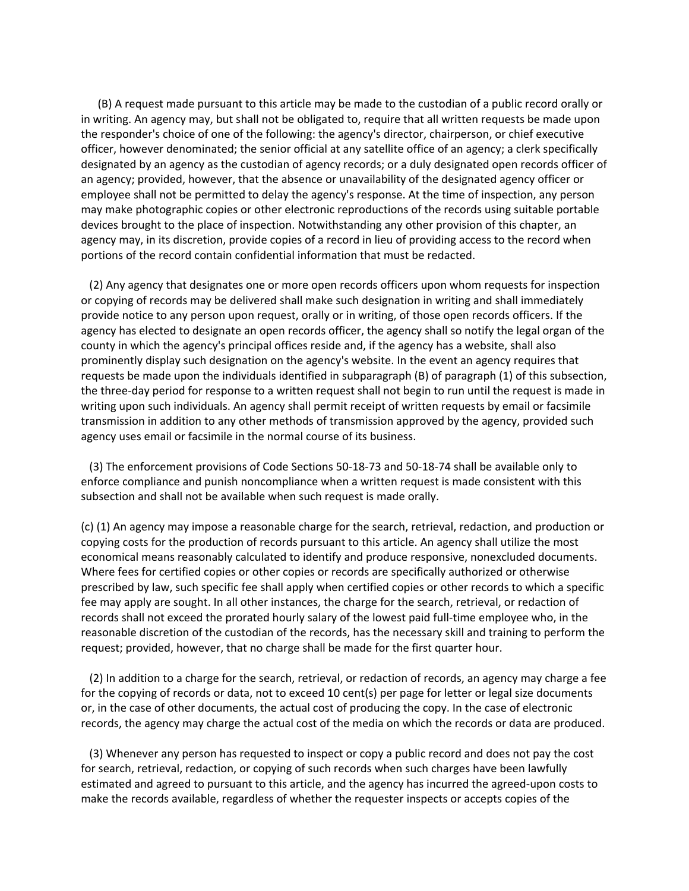(B) A request made pursuant to this article may be made to the custodian of a public record orally or in writing. An agency may, but shall not be obligated to, require that all written requests be made upon the responder's choice of one of the following: the agency's director, chairperson, or chief executive officer, however denominated; the senior official at any satellite office of an agency; a clerk specifically designated by an agency as the custodian of agency records; or a duly designated open records officer of an agency; provided, however, that the absence or unavailability of the designated agency officer or employee shall not be permitted to delay the agency's response. At the time of inspection, any person may make photographic copies or other electronic reproductions of the records using suitable portable devices brought to the place of inspection. Notwithstanding any other provision of this chapter, an agency may, in its discretion, provide copies of a record in lieu of providing access to the record when portions of the record contain confidential information that must be redacted.

(2) Any agency that designates one or more open records officers upon whom requests for inspection or copying of records may be delivered shall make such designation in writing and shall immediately provide notice to any person upon request, orally or in writing, of those open records officers. If the agency has elected to designate an open records officer, the agency shall so notify the legal organ of the county in which the agency's principal offices reside and, if the agency has a website, shall also prominently display such designation on the agency's website. In the event an agency requires that requests be made upon the individuals identified in subparagraph (B) of paragraph (1) of this subsection, the three-day period for response to a written request shall not begin to run until the request is made in writing upon such individuals. An agency shall permit receipt of written requests by email or facsimile transmission in addition to any other methods of transmission approved by the agency, provided such agency uses email or facsimile in the normal course of its business.

(3) The enforcement provisions of Code Sections 50-18-73 and 50-18-74 shall be available only to enforce compliance and punish noncompliance when a written request is made consistent with this subsection and shall not be available when such request is made orally.

(c) (1) An agency may impose a reasonable charge for the search, retrieval, redaction, and production or copying costs for the production of records pursuant to this article. An agency shall utilize the most economical means reasonably calculated to identify and produce responsive, nonexcluded documents. Where fees for certified copies or other copies or records are specifically authorized or otherwise prescribed by law, such specific fee shall apply when certified copies or other records to which a specific fee may apply are sought. In all other instances, the charge for the search, retrieval, or redaction of records shall not exceed the prorated hourly salary of the lowest paid full-time employee who, in the reasonable discretion of the custodian of the records, has the necessary skill and training to perform the request; provided, however, that no charge shall be made for the first quarter hour.

(2) In addition to a charge for the search, retrieval, or redaction of records, an agency may charge a fee for the copying of records or data, not to exceed 10 cent(s) per page for letter or legal size documents or, in the case of other documents, the actual cost of producing the copy. In the case of electronic records, the agency may charge the actual cost of the media on which the records or data are produced.

(3) Whenever any person has requested to inspect or copy a public record and does not pay the cost for search, retrieval, redaction, or copying of such records when such charges have been lawfully estimated and agreed to pursuant to this article, and the agency has incurred the agreed-upon costs to make the records available, regardless of whether the requester inspects or accepts copies of the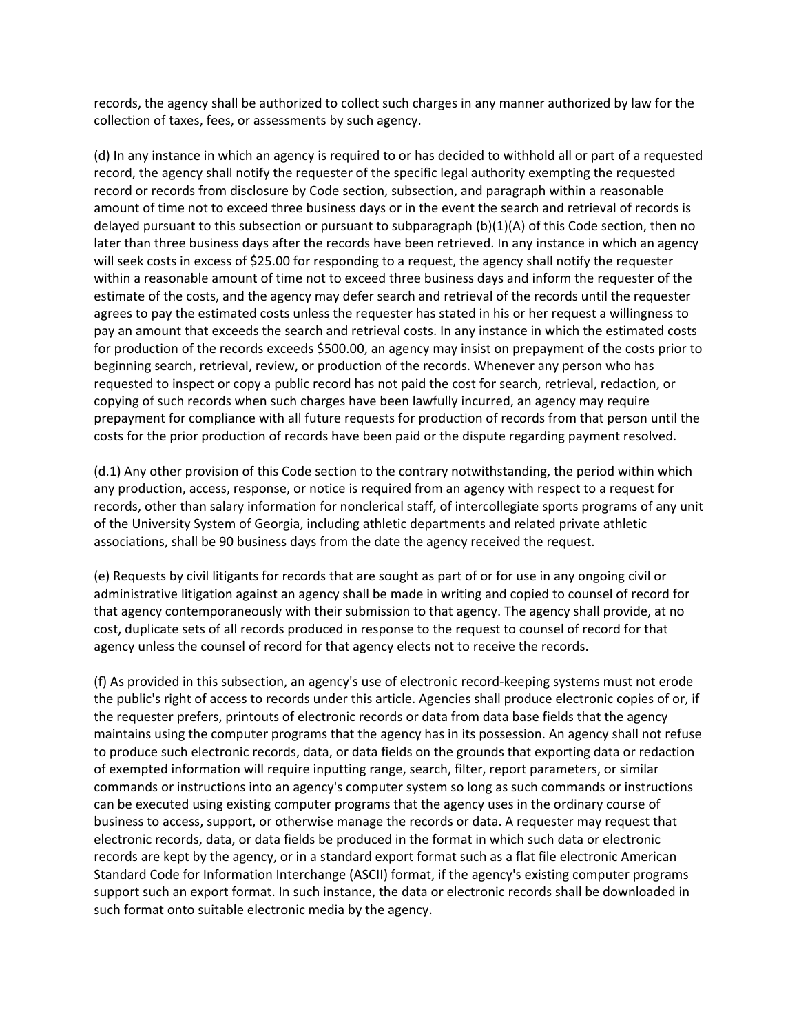records, the agency shall be authorized to collect such charges in any manner authorized by law for the collection of taxes, fees, or assessments by such agency.

(d) In any instance in which an agency is required to or has decided to withhold all or part of a requested record, the agency shall notify the requester of the specific legal authority exempting the requested record or records from disclosure by Code section, subsection, and paragraph within a reasonable amount of time not to exceed three business days or in the event the search and retrieval of records is delayed pursuant to this subsection or pursuant to subparagraph (b)(1)(A) of this Code section, then no later than three business days after the records have been retrieved. In any instance in which an agency will seek costs in excess of $25.00 for responding to a request, the agency shall notify the requester within a reasonable amount of time not to exceed three business days and inform the requester of the estimate of the costs, and the agency may defer search and retrieval of the records until the requester agrees to pay the estimated costs unless the requester has stated in his or her request a willingness to pay an amount that exceeds the search and retrieval costs. In any instance in which the estimated costs for production of the records exceeds $500.00, an agency may insist on prepayment of the costs prior to beginning search, retrieval, review, or production of the records. Whenever any person who has requested to inspect or copy a public record has not paid the cost for search, retrieval, redaction, or copying of such records when such charges have been lawfully incurred, an agency may require prepayment for compliance with all future requests for production of records from that person until the costs for the prior production of records have been paid or the dispute regarding payment resolved.

(d.1) Any other provision of this Code section to the contrary notwithstanding, the period within which any production, access, response, or notice is required from an agency with respect to a request for records, other than salary information for nonclerical staff, of intercollegiate sports programs of any unit of the University System of Georgia, including athletic departments and related private athletic associations, shall be 90 business days from the date the agency received the request.

(e) Requests by civil litigants for records that are sought as part of or for use in any ongoing civil or administrative litigation against an agency shall be made in writing and copied to counsel of record for that agency contemporaneously with their submission to that agency. The agency shall provide, at no cost, duplicate sets of all records produced in response to the request to counsel of record for that agency unless the counsel of record for that agency elects not to receive the records.

(f) As provided in this subsection, an agency's use of electronic record-keeping systems must not erode the public's right of access to records under this article. Agencies shall produce electronic copies of or, if the requester prefers, printouts of electronic records or data from data base fields that the agency maintains using the computer programs that the agency has in its possession. An agency shall not refuse to produce such electronic records, data, or data fields on the grounds that exporting data or redaction of exempted information will require inputting range, search, filter, report parameters, or similar commands or instructions into an agency's computer system so long as such commands or instructions can be executed using existing computer programs that the agency uses in the ordinary course of business to access, support, or otherwise manage the records or data. A requester may request that electronic records, data, or data fields be produced in the format in which such data or electronic records are kept by the agency, or in a standard export format such as a flat file electronic American Standard Code for Information Interchange (ASCII) format, if the agency's existing computer programs support such an export format. In such instance, the data or electronic records shall be downloaded in such format onto suitable electronic media by the agency.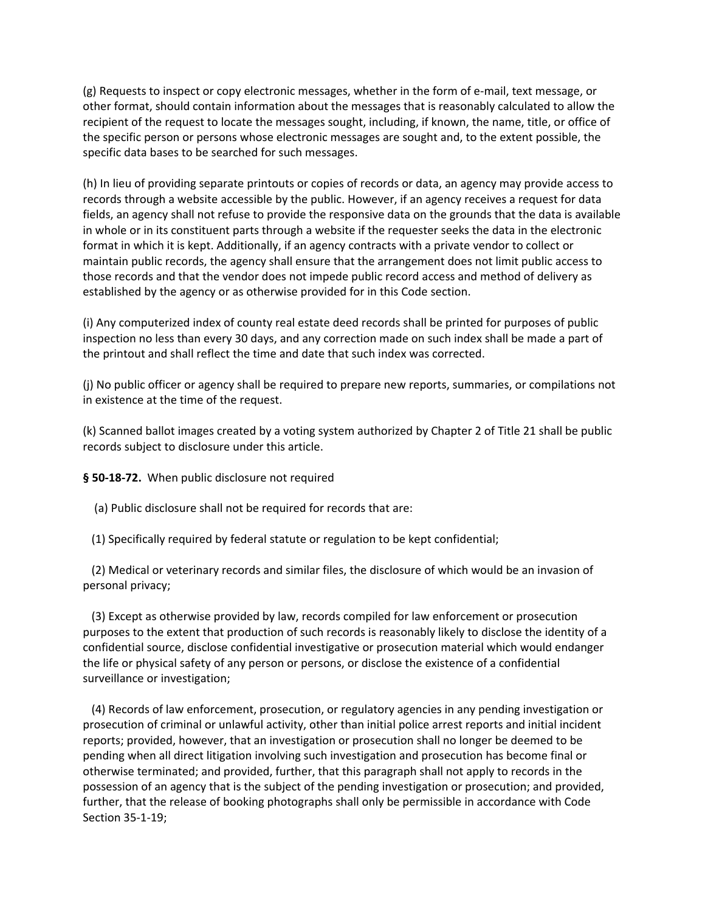(g) Requests to inspect or copy electronic messages, whether in the form of e-mail, text message, or other format, should contain information about the messages that is reasonably calculated to allow the recipient of the request to locate the messages sought, including, if known, the name, title, or office of the specific person or persons whose electronic messages are sought and, to the extent possible, the specific data bases to be searched for such messages.

(h) In lieu of providing separate printouts or copies of records or data, an agency may provide access to records through a website accessible by the public. However, if an agency receives a request for data fields, an agency shall not refuse to provide the responsive data on the grounds that the data is available in whole or in its constituent parts through a website if the requester seeks the data in the electronic format in which it is kept. Additionally, if an agency contracts with a private vendor to collect or maintain public records, the agency shall ensure that the arrangement does not limit public access to those records and that the vendor does not impede public record access and method of delivery as established by the agency or as otherwise provided for in this Code section.

(i) Any computerized index of county real estate deed records shall be printed for purposes of public inspection no less than every 30 days, and any correction made on such index shall be made a part of the printout and shall reflect the time and date that such index was corrected.

(j) No public officer or agency shall be required to prepare new reports, summaries, or compilations not in existence at the time of the request.

(k) Scanned ballot images created by a voting system authorized by Chapter 2 of Title 21 shall be public records subject to disclosure under this article.

**§ 50-18-72.** When public disclosure not required

(a) Public disclosure shall not be required for records that are:

(1) Specifically required by federal statute or regulation to be kept confidential;

(2) Medical or veterinary records and similar files, the disclosure of which would be an invasion of personal privacy;

(3) Except as otherwise provided by law, records compiled for law enforcement or prosecution purposes to the extent that production of such records is reasonably likely to disclose the identity of a confidential source, disclose confidential investigative or prosecution material which would endanger the life or physical safety of any person or persons, or disclose the existence of a confidential surveillance or investigation;

(4) Records of law enforcement, prosecution, or regulatory agencies in any pending investigation or prosecution of criminal or unlawful activity, other than initial police arrest reports and initial incident reports; provided, however, that an investigation or prosecution shall no longer be deemed to be pending when all direct litigation involving such investigation and prosecution has become final or otherwise terminated; and provided, further, that this paragraph shall not apply to records in the possession of an agency that is the subject of the pending investigation or prosecution; and provided, further, that the release of booking photographs shall only be permissible in accordance with Code Section 35-1-19;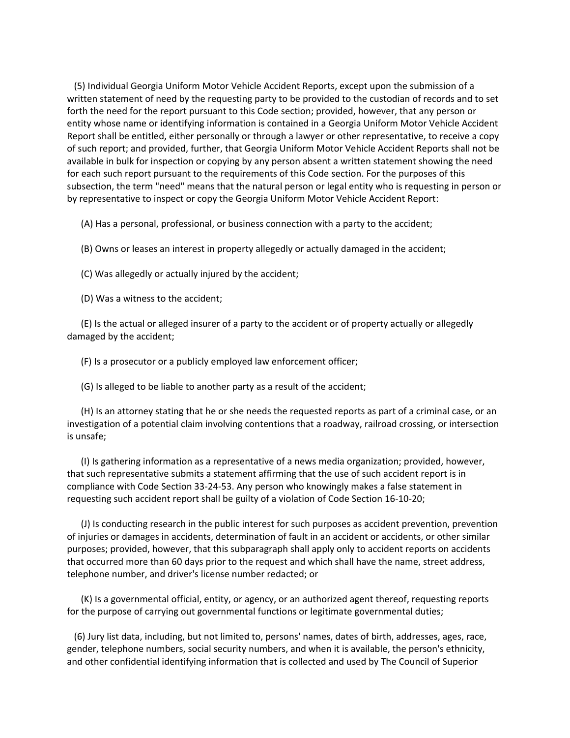(5) Individual Georgia Uniform Motor Vehicle Accident Reports, except upon the submission of a written statement of need by the requesting party to be provided to the custodian of records and to set forth the need for the report pursuant to this Code section; provided, however, that any person or entity whose name or identifying information is contained in a Georgia Uniform Motor Vehicle Accident Report shall be entitled, either personally or through a lawyer or other representative, to receive a copy of such report; and provided, further, that Georgia Uniform Motor Vehicle Accident Reports shall not be available in bulk for inspection or copying by any person absent a written statement showing the need for each such report pursuant to the requirements of this Code section. For the purposes of this subsection, the term "need" means that the natural person or legal entity who is requesting in person or by representative to inspect or copy the Georgia Uniform Motor Vehicle Accident Report:

(A) Has a personal, professional, or business connection with a party to the accident;

(B) Owns or leases an interest in property allegedly or actually damaged in the accident;

(C) Was allegedly or actually injured by the accident;

(D) Was a witness to the accident;

(E) Is the actual or alleged insurer of a party to the accident or of property actually or allegedly damaged by the accident;

(F) Is a prosecutor or a publicly employed law enforcement officer;

(G) Is alleged to be liable to another party as a result of the accident;

(H) Is an attorney stating that he or she needs the requested reports as part of a criminal case, or an investigation of a potential claim involving contentions that a roadway, railroad crossing, or intersection is unsafe;

(I) Is gathering information as a representative of a news media organization; provided, however, that such representative submits a statement affirming that the use of such accident report is in compliance with Code Section 33-24-53. Any person who knowingly makes a false statement in requesting such accident report shall be guilty of a violation of Code Section 16-10-20;

(J) Is conducting research in the public interest for such purposes as accident prevention, prevention of injuries or damages in accidents, determination of fault in an accident or accidents, or other similar purposes; provided, however, that this subparagraph shall apply only to accident reports on accidents that occurred more than 60 days prior to the request and which shall have the name, street address, telephone number, and driver's license number redacted; or

(K) Is a governmental official, entity, or agency, or an authorized agent thereof, requesting reports for the purpose of carrying out governmental functions or legitimate governmental duties;

(6) Jury list data, including, but not limited to, persons' names, dates of birth, addresses, ages, race, gender, telephone numbers, social security numbers, and when it is available, the person's ethnicity, and other confidential identifying information that is collected and used by The Council of Superior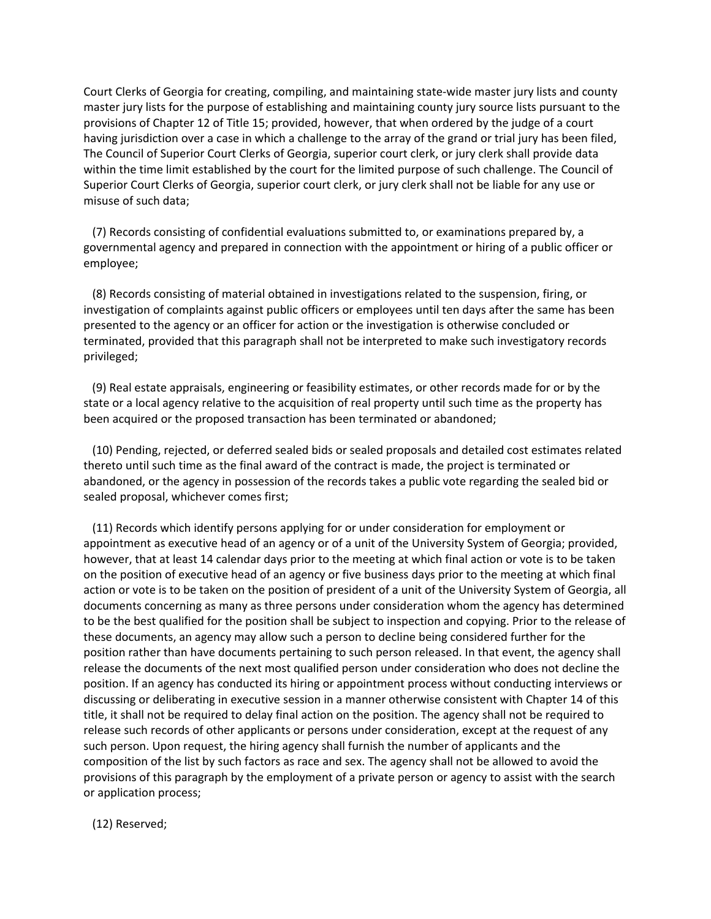Court Clerks of Georgia for creating, compiling, and maintaining state-wide master jury lists and county master jury lists for the purpose of establishing and maintaining county jury source lists pursuant to the provisions of Chapter 12 of Title 15; provided, however, that when ordered by the judge of a court having jurisdiction over a case in which a challenge to the array of the grand or trial jury has been filed, The Council of Superior Court Clerks of Georgia, superior court clerk, or jury clerk shall provide data within the time limit established by the court for the limited purpose of such challenge. The Council of Superior Court Clerks of Georgia, superior court clerk, or jury clerk shall not be liable for any use or misuse of such data;

(7) Records consisting of confidential evaluations submitted to, or examinations prepared by, a governmental agency and prepared in connection with the appointment or hiring of a public officer or employee;

(8) Records consisting of material obtained in investigations related to the suspension, firing, or investigation of complaints against public officers or employees until ten days after the same has been presented to the agency or an officer for action or the investigation is otherwise concluded or terminated, provided that this paragraph shall not be interpreted to make such investigatory records privileged;

(9) Real estate appraisals, engineering or feasibility estimates, or other records made for or by the state or a local agency relative to the acquisition of real property until such time as the property has been acquired or the proposed transaction has been terminated or abandoned;

(10) Pending, rejected, or deferred sealed bids or sealed proposals and detailed cost estimates related thereto until such time as the final award of the contract is made, the project is terminated or abandoned, or the agency in possession of the records takes a public vote regarding the sealed bid or sealed proposal, whichever comes first;

(11) Records which identify persons applying for or under consideration for employment or appointment as executive head of an agency or of a unit of the University System of Georgia; provided, however, that at least 14 calendar days prior to the meeting at which final action or vote is to be taken on the position of executive head of an agency or five business days prior to the meeting at which final action or vote is to be taken on the position of president of a unit of the University System of Georgia, all documents concerning as many as three persons under consideration whom the agency has determined to be the best qualified for the position shall be subject to inspection and copying. Prior to the release of these documents, an agency may allow such a person to decline being considered further for the position rather than have documents pertaining to such person released. In that event, the agency shall release the documents of the next most qualified person under consideration who does not decline the position. If an agency has conducted its hiring or appointment process without conducting interviews or discussing or deliberating in executive session in a manner otherwise consistent with Chapter 14 of this title, it shall not be required to delay final action on the position. The agency shall not be required to release such records of other applicants or persons under consideration, except at the request of any such person. Upon request, the hiring agency shall furnish the number of applicants and the composition of the list by such factors as race and sex. The agency shall not be allowed to avoid the provisions of this paragraph by the employment of a private person or agency to assist with the search or application process;

(12) Reserved;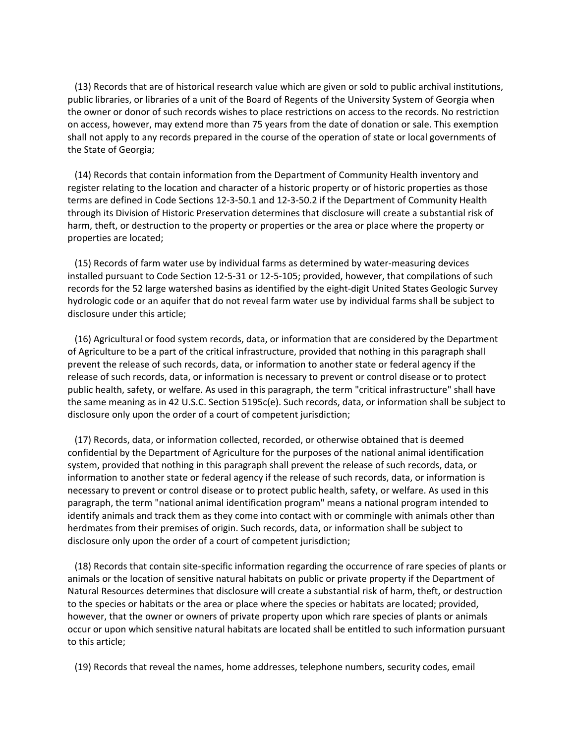(13) Records that are of historical research value which are given or sold to public archival institutions, public libraries, or libraries of a unit of the Board of Regents of the University System of Georgia when the owner or donor of such records wishes to place restrictions on access to the records. No restriction on access, however, may extend more than 75 years from the date of donation or sale. This exemption shall not apply to any records prepared in the course of the operation of state or local governments of the State of Georgia;

(14) Records that contain information from the Department of Community Health inventory and register relating to the location and character of a historic property or of historic properties as those terms are defined in Code Sections 12-3-50.1 and 12-3-50.2 if the Department of Community Health through its Division of Historic Preservation determines that disclosure will create a substantial risk of harm, theft, or destruction to the property or properties or the area or place where the property or properties are located;

(15) Records of farm water use by individual farms as determined by water-measuring devices installed pursuant to Code Section 12-5-31 or 12-5-105; provided, however, that compilations of such records for the 52 large watershed basins as identified by the eight-digit United States Geologic Survey hydrologic code or an aquifer that do not reveal farm water use by individual farms shall be subject to disclosure under this article;

(16) Agricultural or food system records, data, or information that are considered by the Department of Agriculture to be a part of the critical infrastructure, provided that nothing in this paragraph shall prevent the release of such records, data, or information to another state or federal agency if the release of such records, data, or information is necessary to prevent or control disease or to protect public health, safety, or welfare. As used in this paragraph, the term "critical infrastructure" shall have the same meaning as in 42 U.S.C. Section 5195c(e). Such records, data, or information shall be subject to disclosure only upon the order of a court of competent jurisdiction;

(17) Records, data, or information collected, recorded, or otherwise obtained that is deemed confidential by the Department of Agriculture for the purposes of the national animal identification system, provided that nothing in this paragraph shall prevent the release of such records, data, or information to another state or federal agency if the release of such records, data, or information is necessary to prevent or control disease or to protect public health, safety, or welfare. As used in this paragraph, the term "national animal identification program" means a national program intended to identify animals and track them as they come into contact with or commingle with animals other than herdmates from their premises of origin. Such records, data, or information shall be subject to disclosure only upon the order of a court of competent jurisdiction;

(18) Records that contain site-specific information regarding the occurrence of rare species of plants or animals or the location of sensitive natural habitats on public or private property if the Department of Natural Resources determines that disclosure will create a substantial risk of harm, theft, or destruction to the species or habitats or the area or place where the species or habitats are located; provided, however, that the owner or owners of private property upon which rare species of plants or animals occur or upon which sensitive natural habitats are located shall be entitled to such information pursuant to this article;

(19) Records that reveal the names, home addresses, telephone numbers, security codes, email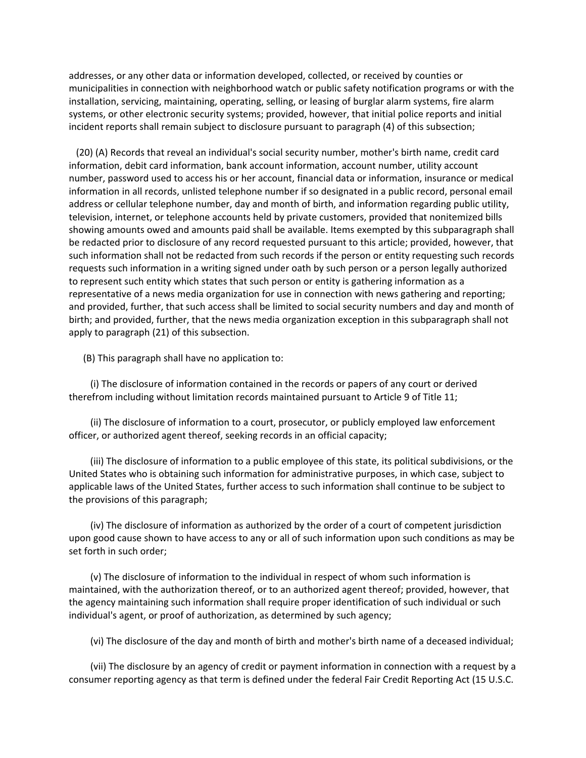addresses, or any other data or information developed, collected, or received by counties or municipalities in connection with neighborhood watch or public safety notification programs or with the installation, servicing, maintaining, operating, selling, or leasing of burglar alarm systems, fire alarm systems, or other electronic security systems; provided, however, that initial police reports and initial incident reports shall remain subject to disclosure pursuant to paragraph (4) of this subsection;

(20) (A) Records that reveal an individual's social security number, mother's birth name, credit card information, debit card information, bank account information, account number, utility account number, password used to access his or her account, financial data or information, insurance or medical information in all records, unlisted telephone number if so designated in a public record, personal email address or cellular telephone number, day and month of birth, and information regarding public utility, television, internet, or telephone accounts held by private customers, provided that nonitemized bills showing amounts owed and amounts paid shall be available. Items exempted by this subparagraph shall be redacted prior to disclosure of any record requested pursuant to this article; provided, however, that such information shall not be redacted from such records if the person or entity requesting such records requests such information in a writing signed under oath by such person or a person legally authorized to represent such entity which states that such person or entity is gathering information as a representative of a news media organization for use in connection with news gathering and reporting; and provided, further, that such access shall be limited to social security numbers and day and month of birth; and provided, further, that the news media organization exception in this subparagraph shall not apply to paragraph (21) of this subsection.

(B) This paragraph shall have no application to:

(i) The disclosure of information contained in the records or papers of any court or derived therefrom including without limitation records maintained pursuant to Article 9 of Title 11;

(ii) The disclosure of information to a court, prosecutor, or publicly employed law enforcement officer, or authorized agent thereof, seeking records in an official capacity;

(iii) The disclosure of information to a public employee of this state, its political subdivisions, or the United States who is obtaining such information for administrative purposes, in which case, subject to applicable laws of the United States, further access to such information shall continue to be subject to the provisions of this paragraph;

(iv) The disclosure of information as authorized by the order of a court of competent jurisdiction upon good cause shown to have access to any or all of such information upon such conditions as may be set forth in such order;

(v) The disclosure of information to the individual in respect of whom such information is maintained, with the authorization thereof, or to an authorized agent thereof; provided, however, that the agency maintaining such information shall require proper identification of such individual or such individual's agent, or proof of authorization, as determined by such agency;

(vi) The disclosure of the day and month of birth and mother's birth name of a deceased individual;

(vii) The disclosure by an agency of credit or payment information in connection with a request by a consumer reporting agency as that term is defined under the federal Fair Credit Reporting Act (15 U.S.C.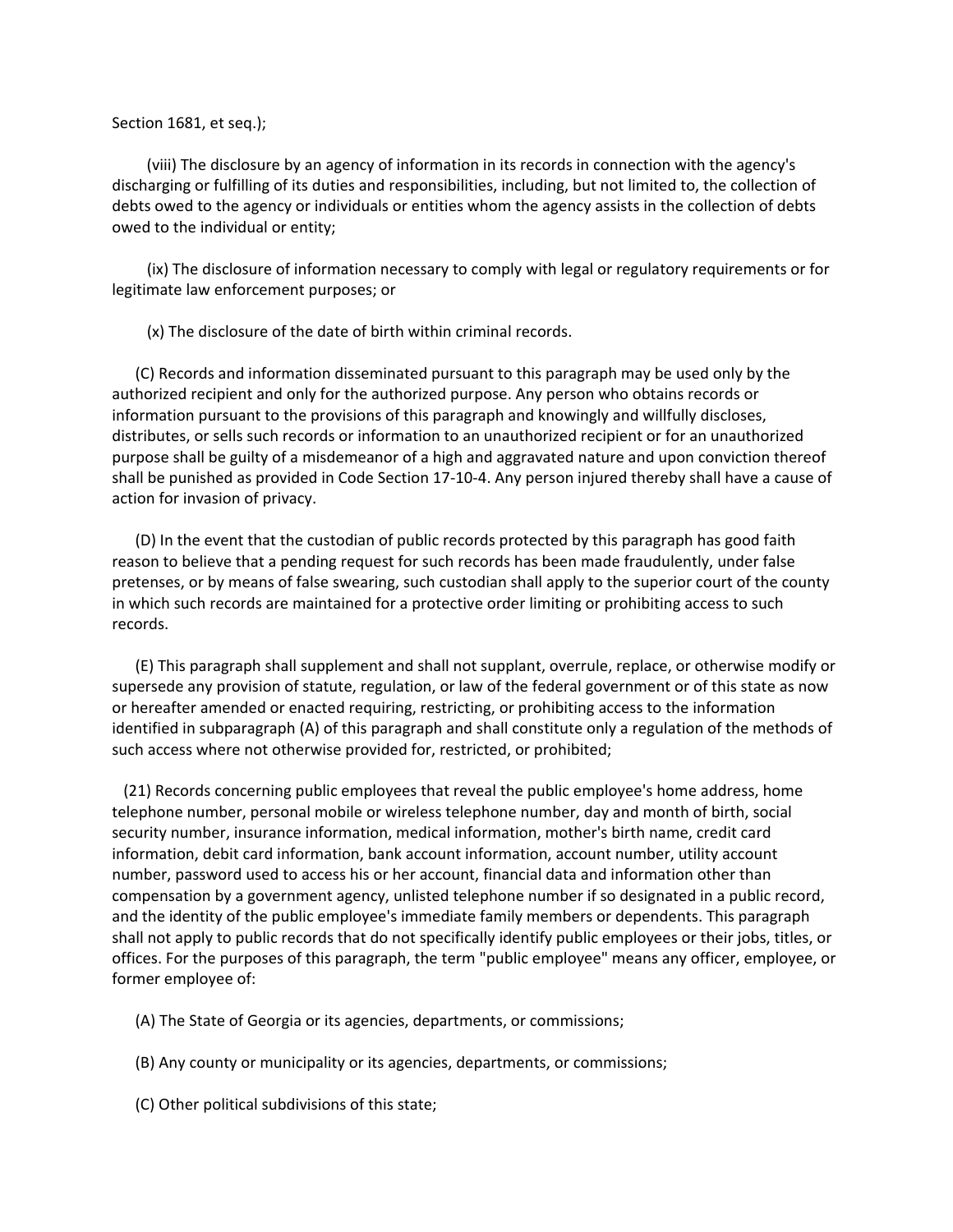Section 1681, et seq.);

(viii) The disclosure by an agency of information in its records in connection with the agency's discharging or fulfilling of its duties and responsibilities, including, but not limited to, the collection of debts owed to the agency or individuals or entities whom the agency assists in the collection of debts owed to the individual or entity;

(ix) The disclosure of information necessary to comply with legal or regulatory requirements or for legitimate law enforcement purposes; or

(x) The disclosure of the date of birth within criminal records.

(C) Records and information disseminated pursuant to this paragraph may be used only by the authorized recipient and only for the authorized purpose. Any person who obtains records or information pursuant to the provisions of this paragraph and knowingly and willfully discloses, distributes, or sells such records or information to an unauthorized recipient or for an unauthorized purpose shall be guilty of a misdemeanor of a high and aggravated nature and upon conviction thereof shall be punished as provided in Code Section 17-10-4. Any person injured thereby shall have a cause of action for invasion of privacy.

(D) In the event that the custodian of public records protected by this paragraph has good faith reason to believe that a pending request for such records has been made fraudulently, under false pretenses, or by means of false swearing, such custodian shall apply to the superior court of the county in which such records are maintained for a protective order limiting or prohibiting access to such records.

(E) This paragraph shall supplement and shall not supplant, overrule, replace, or otherwise modify or supersede any provision of statute, regulation, or law of the federal government or of this state as now or hereafter amended or enacted requiring, restricting, or prohibiting access to the information identified in subparagraph (A) of this paragraph and shall constitute only a regulation of the methods of such access where not otherwise provided for, restricted, or prohibited;

(21) Records concerning public employees that reveal the public employee's home address, home telephone number, personal mobile or wireless telephone number, day and month of birth, social security number, insurance information, medical information, mother's birth name, credit card information, debit card information, bank account information, account number, utility account number, password used to access his or her account, financial data and information other than compensation by a government agency, unlisted telephone number if so designated in a public record, and the identity of the public employee's immediate family members or dependents. This paragraph shall not apply to public records that do not specifically identify public employees or their jobs, titles, or offices. For the purposes of this paragraph, the term "public employee" means any officer, employee, or former employee of:

(A) The State of Georgia or its agencies, departments, or commissions;

(B) Any county or municipality or its agencies, departments, or commissions;

(C) Other political subdivisions of this state;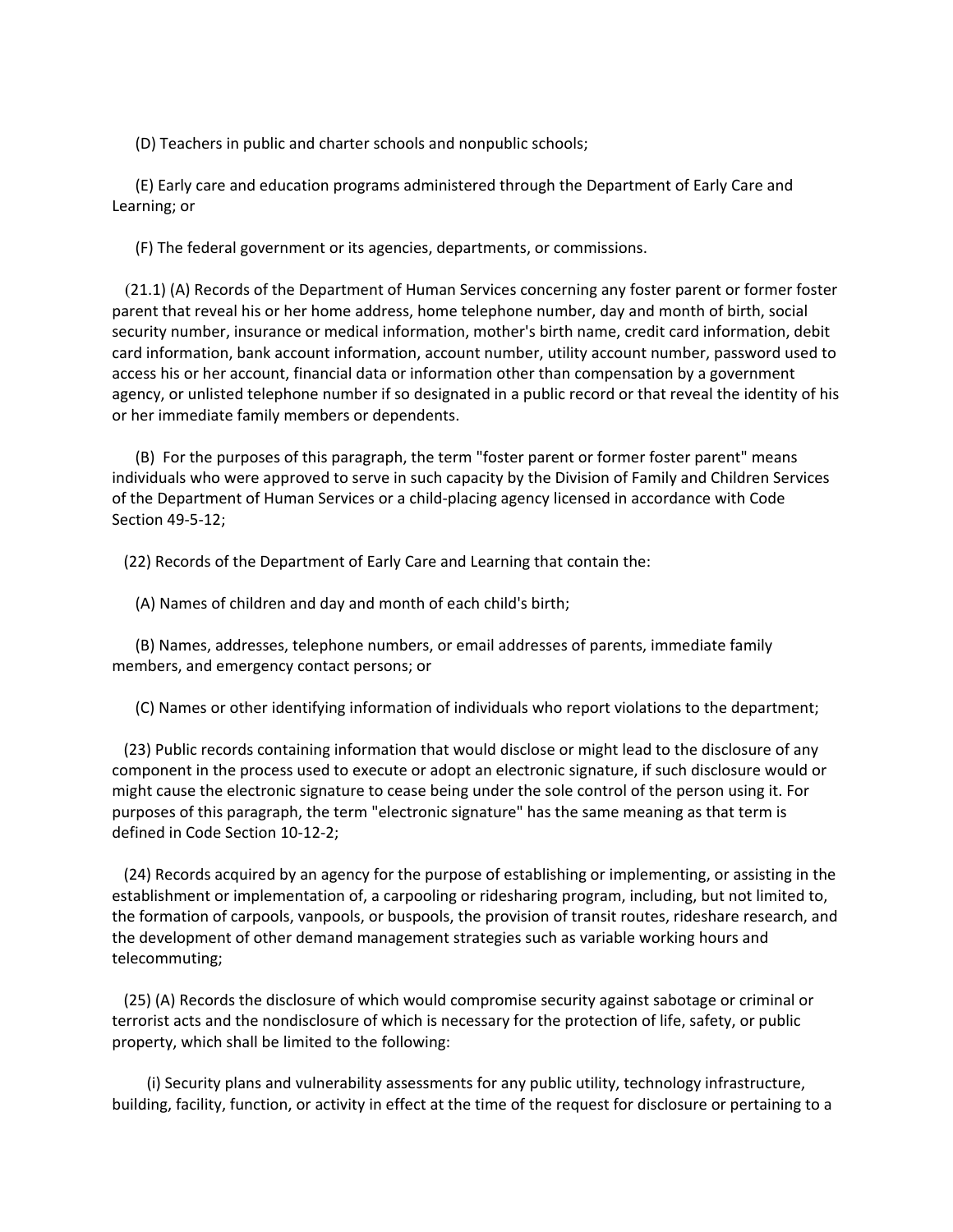(D) Teachers in public and charter schools and nonpublic schools;

(E) Early care and education programs administered through the Department of Early Care and Learning; or

(F) The federal government or its agencies, departments, or commissions.

(21.1) (A) Records of the Department of Human Services concerning any foster parent or former foster parent that reveal his or her home address, home telephone number, day and month of birth, social security number, insurance or medical information, mother's birth name, credit card information, debit card information, bank account information, account number, utility account number, password used to access his or her account, financial data or information other than compensation by a government agency, or unlisted telephone number if so designated in a public record or that reveal the identity of his or her immediate family members or dependents.

(B) For the purposes of this paragraph, the term "foster parent or former foster parent" means individuals who were approved to serve in such capacity by the Division of Family and Children Services of the Department of Human Services or a child-placing agency licensed in accordance with Code Section 49-5-12;

(22) Records of the Department of Early Care and Learning that contain the:

(A) Names of children and day and month of each child's birth;

(B) Names, addresses, telephone numbers, or email addresses of parents, immediate family members, and emergency contact persons; or

(C) Names or other identifying information of individuals who report violations to the department;

(23) Public records containing information that would disclose or might lead to the disclosure of any component in the process used to execute or adopt an electronic signature, if such disclosure would or might cause the electronic signature to cease being under the sole control of the person using it. For purposes of this paragraph, the term "electronic signature" has the same meaning as that term is defined in Code Section 10-12-2;

(24) Records acquired by an agency for the purpose of establishing or implementing, or assisting in the establishment or implementation of, a carpooling or ridesharing program, including, but not limited to, the formation of carpools, vanpools, or buspools, the provision of transit routes, rideshare research, and the development of other demand management strategies such as variable working hours and telecommuting;

(25) (A) Records the disclosure of which would compromise security against sabotage or criminal or terrorist acts and the nondisclosure of which is necessary for the protection of life, safety, or public property, which shall be limited to the following:

(i) Security plans and vulnerability assessments for any public utility, technology infrastructure, building, facility, function, or activity in effect at the time of the request for disclosure or pertaining to a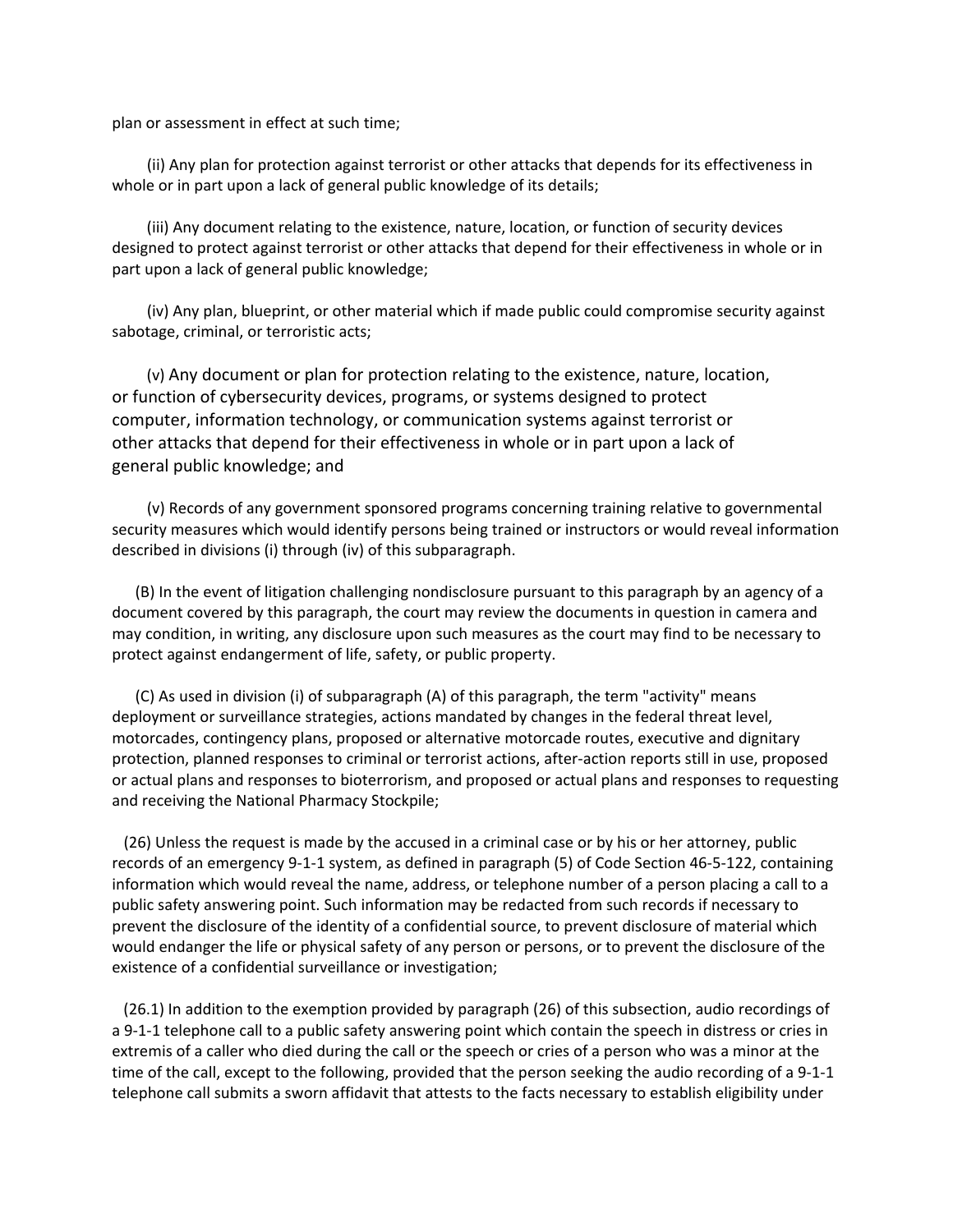plan or assessment in effect at such time;

(ii) Any plan for protection against terrorist or other attacks that depends for its effectiveness in whole or in part upon a lack of general public knowledge of its details;

(iii) Any document relating to the existence, nature, location, or function of security devices designed to protect against terrorist or other attacks that depend for their effectiveness in whole or in part upon a lack of general public knowledge;

(iv) Any plan, blueprint, or other material which if made public could compromise security against sabotage, criminal, or terroristic acts;

(v) Any document or plan for protection relating to the existence, nature, location, or function of cybersecurity devices, programs, or systems designed to protect computer, information technology, or communication systems against terrorist or other attacks that depend for their effectiveness in whole or in part upon a lack of general public knowledge; and

(v) Records of any government sponsored programs concerning training relative to governmental security measures which would identify persons being trained or instructors or would reveal information described in divisions (i) through (iv) of this subparagraph.

(B) In the event of litigation challenging nondisclosure pursuant to this paragraph by an agency of a document covered by this paragraph, the court may review the documents in question in camera and may condition, in writing, any disclosure upon such measures as the court may find to be necessary to protect against endangerment of life, safety, or public property.

(C) As used in division (i) of subparagraph (A) of this paragraph, the term "activity" means deployment or surveillance strategies, actions mandated by changes in the federal threat level, motorcades, contingency plans, proposed or alternative motorcade routes, executive and dignitary protection, planned responses to criminal or terrorist actions, after-action reports still in use, proposed or actual plans and responses to bioterrorism, and proposed or actual plans and responses to requesting and receiving the National Pharmacy Stockpile;

(26) Unless the request is made by the accused in a criminal case or by his or her attorney, public records of an emergency 9-1-1 system, as defined in paragraph (5) of Code Section 46-5-122, containing information which would reveal the name, address, or telephone number of a person placing a call to a public safety answering point. Such information may be redacted from such records if necessary to prevent the disclosure of the identity of a confidential source, to prevent disclosure of material which would endanger the life or physical safety of any person or persons, or to prevent the disclosure of the existence of a confidential surveillance or investigation;

(26.1) In addition to the exemption provided by paragraph (26) of this subsection, audio recordings of a 9-1-1 telephone call to a public safety answering point which contain the speech in distress or cries in extremis of a caller who died during the call or the speech or cries of a person who was a minor at the time of the call, except to the following, provided that the person seeking the audio recording of a 9-1-1 telephone call submits a sworn affidavit that attests to the facts necessary to establish eligibility under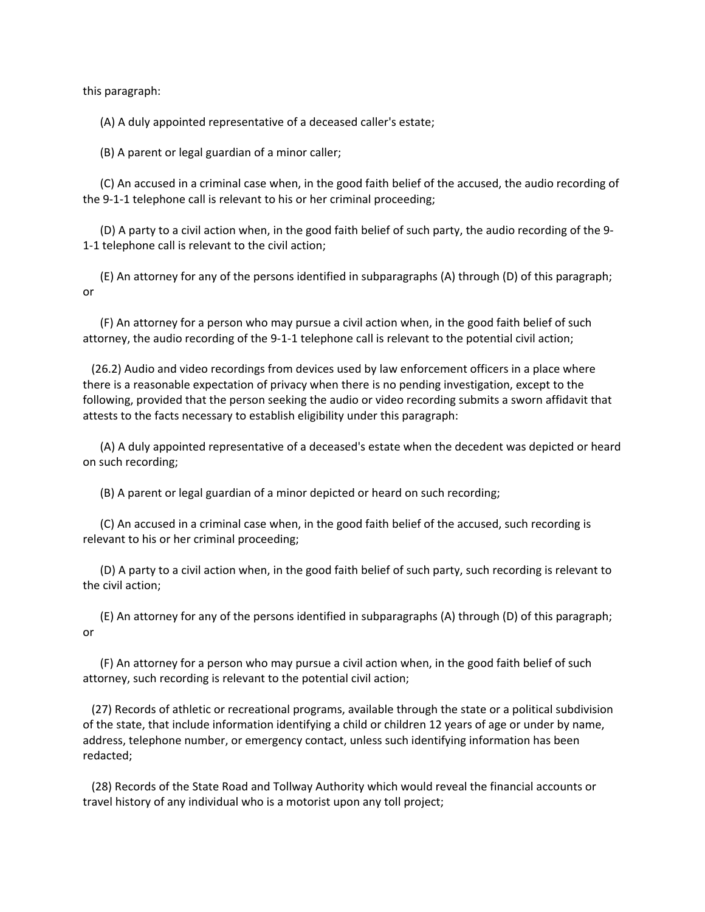this paragraph:

(A) A duly appointed representative of a deceased caller's estate;

(B) A parent or legal guardian of a minor caller;

(C) An accused in a criminal case when, in the good faith belief of the accused, the audio recording of the 9-1-1 telephone call is relevant to his or her criminal proceeding;

(D) A party to a civil action when, in the good faith belief of such party, the audio recording of the 9-1-1 telephone call is relevant to the civil action;

(E) An attorney for any of the persons identified in subparagraphs (A) through (D) of this paragraph; or

(F) An attorney for a person who may pursue a civil action when, in the good faith belief of such attorney, the audio recording of the 9-1-1 telephone call is relevant to the potential civil action;

(26.2) Audio and video recordings from devices used by law enforcement officers in a place where there is a reasonable expectation of privacy when there is no pending investigation, except to the following, provided that the person seeking the audio or video recording submits a sworn affidavit that attests to the facts necessary to establish eligibility under this paragraph:

(A) A duly appointed representative of a deceased's estate when the decedent was depicted or heard on such recording;

(B) A parent or legal guardian of a minor depicted or heard on such recording;

(C) An accused in a criminal case when, in the good faith belief of the accused, such recording is relevant to his or her criminal proceeding;

(D) A party to a civil action when, in the good faith belief of such party, such recording is relevant to the civil action;

(E) An attorney for any of the persons identified in subparagraphs (A) through (D) of this paragraph; or

(F) An attorney for a person who may pursue a civil action when, in the good faith belief of such attorney, such recording is relevant to the potential civil action;

(27) Records of athletic or recreational programs, available through the state or a political subdivision of the state, that include information identifying a child or children 12 years of age or under by name, address, telephone number, or emergency contact, unless such identifying information has been redacted;

(28) Records of the State Road and Tollway Authority which would reveal the financial accounts or travel history of any individual who is a motorist upon any toll project;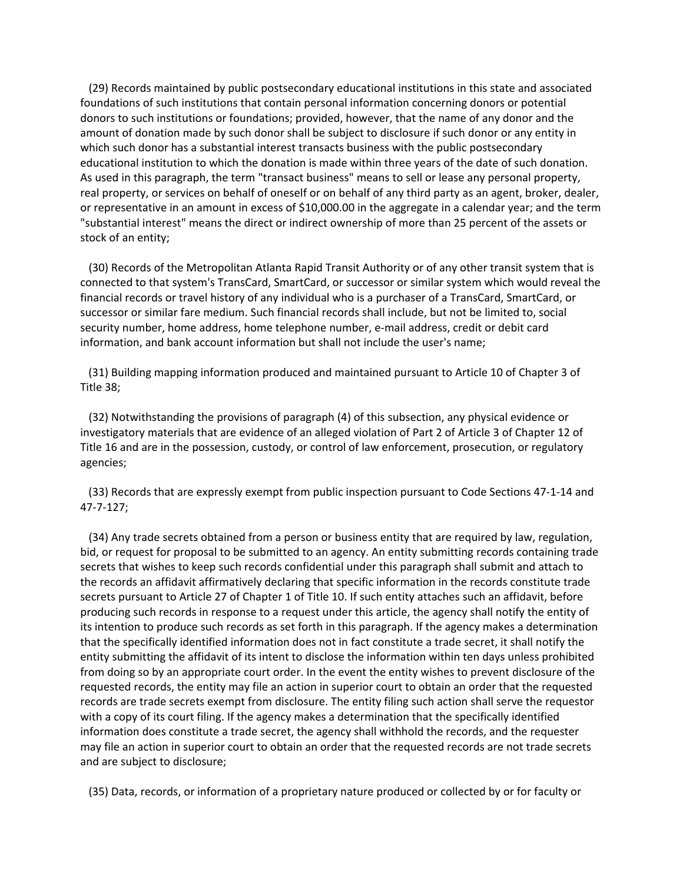(29) Records maintained by public postsecondary educational institutions in this state and associated foundations of such institutions that contain personal information concerning donors or potential donors to such institutions or foundations; provided, however, that the name of any donor and the amount of donation made by such donor shall be subject to disclosure if such donor or any entity in which such donor has a substantial interest transacts business with the public postsecondary educational institution to which the donation is made within three years of the date of such donation. As used in this paragraph, the term "transact business" means to sell or lease any personal property, real property, or services on behalf of oneself or on behalf of any third party as an agent, broker, dealer, or representative in an amount in excess of $10,000.00 in the aggregate in a calendar year; and the term "substantial interest" means the direct or indirect ownership of more than 25 percent of the assets or stock of an entity;

(30) Records of the Metropolitan Atlanta Rapid Transit Authority or of any other transit system that is connected to that system's TransCard, SmartCard, or successor or similar system which would reveal the financial records or travel history of any individual who is a purchaser of a TransCard, SmartCard, or successor or similar fare medium. Such financial records shall include, but not be limited to, social security number, home address, home telephone number, e-mail address, credit or debit card information, and bank account information but shall not include the user's name;

(31) Building mapping information produced and maintained pursuant to Article 10 of Chapter 3 of Title 38;

(32) Notwithstanding the provisions of paragraph (4) of this subsection, any physical evidence or investigatory materials that are evidence of an alleged violation of Part 2 of Article 3 of Chapter 12 of Title 16 and are in the possession, custody, or control of law enforcement, prosecution, or regulatory agencies;

(33) Records that are expressly exempt from public inspection pursuant to Code Sections 47-1-14 and 47-7-127;

(34) Any trade secrets obtained from a person or business entity that are required by law, regulation, bid, or request for proposal to be submitted to an agency. An entity submitting records containing trade secrets that wishes to keep such records confidential under this paragraph shall submit and attach to the records an affidavit affirmatively declaring that specific information in the records constitute trade secrets pursuant to Article 27 of Chapter 1 of Title 10. If such entity attaches such an affidavit, before producing such records in response to a request under this article, the agency shall notify the entity of its intention to produce such records as set forth in this paragraph. If the agency makes a determination that the specifically identified information does not in fact constitute a trade secret, it shall notify the entity submitting the affidavit of its intent to disclose the information within ten days unless prohibited from doing so by an appropriate court order. In the event the entity wishes to prevent disclosure of the requested records, the entity may file an action in superior court to obtain an order that the requested records are trade secrets exempt from disclosure. The entity filing such action shall serve the requestor with a copy of its court filing. If the agency makes a determination that the specifically identified information does constitute a trade secret, the agency shall withhold the records, and the requester may file an action in superior court to obtain an order that the requested records are not trade secrets and are subject to disclosure;

(35) Data, records, or information of a proprietary nature produced or collected by or for faculty or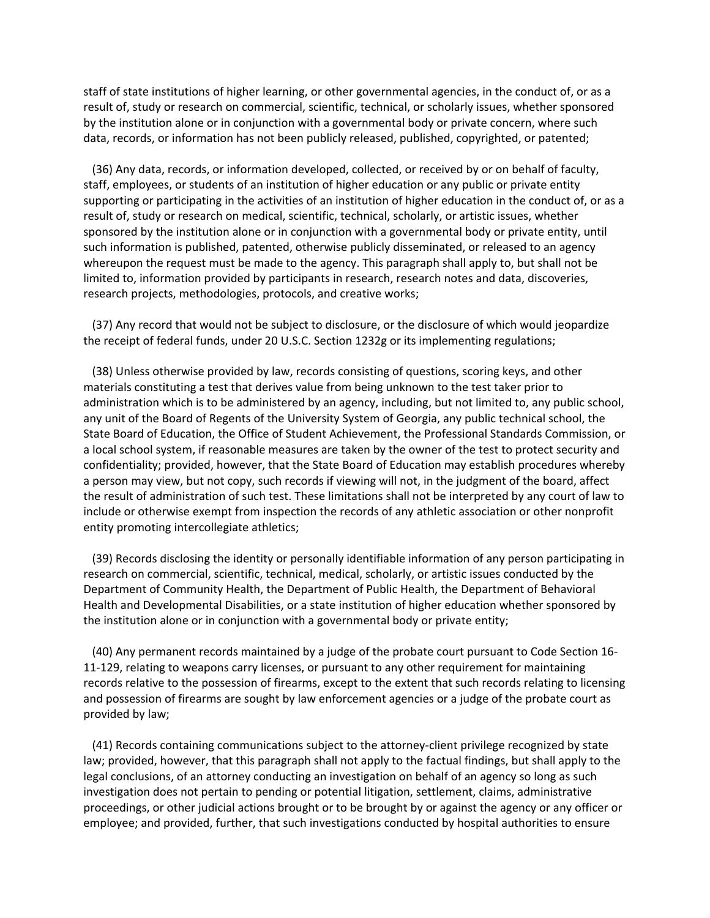staff of state institutions of higher learning, or other governmental agencies, in the conduct of, or as a result of, study or research on commercial, scientific, technical, or scholarly issues, whether sponsored by the institution alone or in conjunction with a governmental body or private concern, where such data, records, or information has not been publicly released, published, copyrighted, or patented;

(36) Any data, records, or information developed, collected, or received by or on behalf of faculty, staff, employees, or students of an institution of higher education or any public or private entity supporting or participating in the activities of an institution of higher education in the conduct of, or as a result of, study or research on medical, scientific, technical, scholarly, or artistic issues, whether sponsored by the institution alone or in conjunction with a governmental body or private entity, until such information is published, patented, otherwise publicly disseminated, or released to an agency whereupon the request must be made to the agency. This paragraph shall apply to, but shall not be limited to, information provided by participants in research, research notes and data, discoveries, research projects, methodologies, protocols, and creative works;

(37) Any record that would not be subject to disclosure, or the disclosure of which would jeopardize the receipt of federal funds, under 20 U.S.C. Section 1232g or its implementing regulations;

(38) Unless otherwise provided by law, records consisting of questions, scoring keys, and other materials constituting a test that derives value from being unknown to the test taker prior to administration which is to be administered by an agency, including, but not limited to, any public school, any unit of the Board of Regents of the University System of Georgia, any public technical school, the State Board of Education, the Office of Student Achievement, the Professional Standards Commission, or a local school system, if reasonable measures are taken by the owner of the test to protect security and confidentiality; provided, however, that the State Board of Education may establish procedures whereby a person may view, but not copy, such records if viewing will not, in the judgment of the board, affect the result of administration of such test. These limitations shall not be interpreted by any court of law to include or otherwise exempt from inspection the records of any athletic association or other nonprofit entity promoting intercollegiate athletics;

(39) Records disclosing the identity or personally identifiable information of any person participating in research on commercial, scientific, technical, medical, scholarly, or artistic issues conducted by the Department of Community Health, the Department of Public Health, the Department of Behavioral Health and Developmental Disabilities, or a state institution of higher education whether sponsored by the institution alone or in conjunction with a governmental body or private entity;

(40) Any permanent records maintained by a judge of the probate court pursuant to Code Section 16-11-129, relating to weapons carry licenses, or pursuant to any other requirement for maintaining records relative to the possession of firearms, except to the extent that such records relating to licensing and possession of firearms are sought by law enforcement agencies or a judge of the probate court as provided by law;

(41) Records containing communications subject to the attorney-client privilege recognized by state law; provided, however, that this paragraph shall not apply to the factual findings, but shall apply to the legal conclusions, of an attorney conducting an investigation on behalf of an agency so long as such investigation does not pertain to pending or potential litigation, settlement, claims, administrative proceedings, or other judicial actions brought or to be brought by or against the agency or any officer or employee; and provided, further, that such investigations conducted by hospital authorities to ensure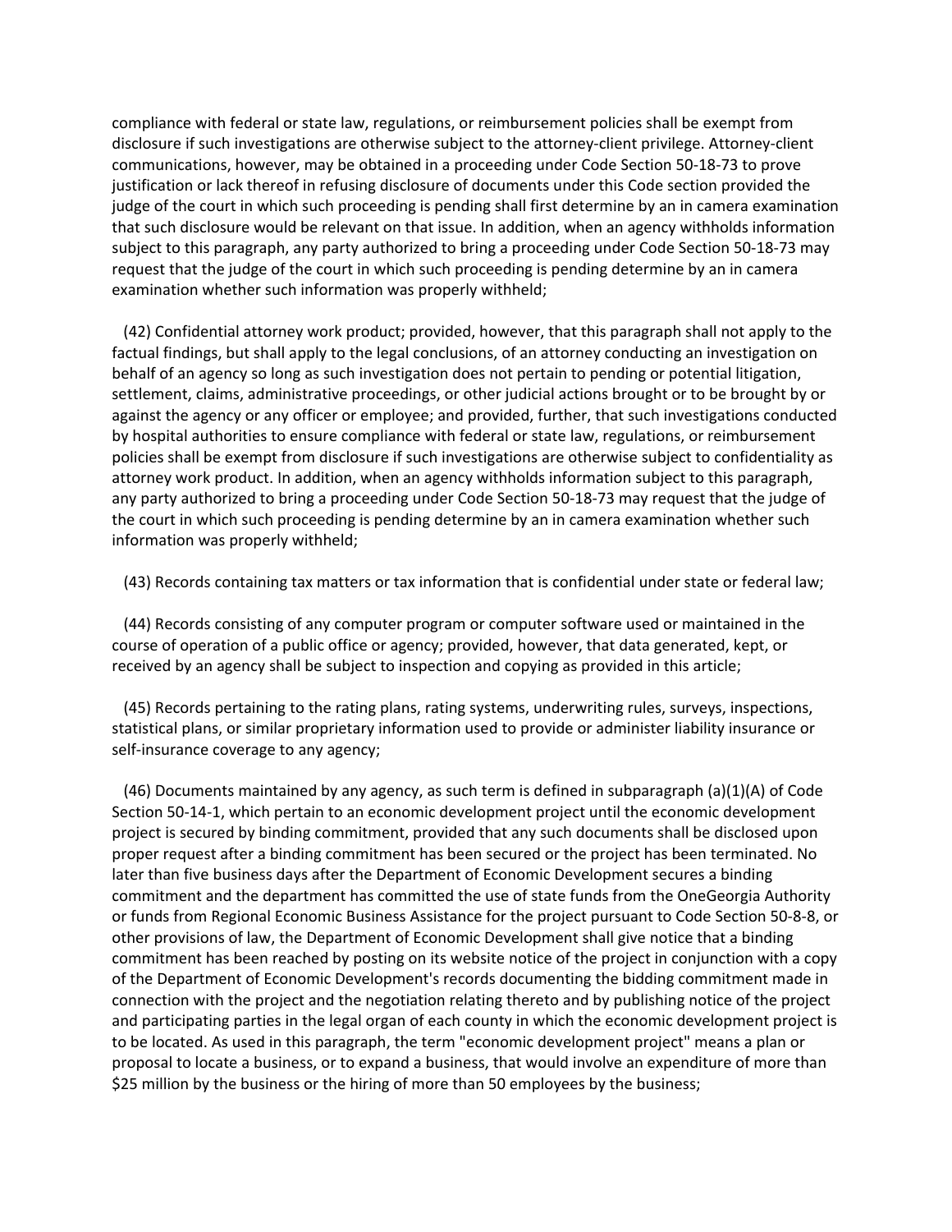compliance with federal or state law, regulations, or reimbursement policies shall be exempt from disclosure if such investigations are otherwise subject to the attorney-client privilege. Attorney-client communications, however, may be obtained in a proceeding under Code Section 50-18-73 to prove justification or lack thereof in refusing disclosure of documents under this Code section provided the judge of the court in which such proceeding is pending shall first determine by an in camera examination that such disclosure would be relevant on that issue. In addition, when an agency withholds information subject to this paragraph, any party authorized to bring a proceeding under Code Section 50-18-73 may request that the judge of the court in which such proceeding is pending determine by an in camera examination whether such information was properly withheld;

(42) Confidential attorney work product; provided, however, that this paragraph shall not apply to the factual findings, but shall apply to the legal conclusions, of an attorney conducting an investigation on behalf of an agency so long as such investigation does not pertain to pending or potential litigation, settlement, claims, administrative proceedings, or other judicial actions brought or to be brought by or against the agency or any officer or employee; and provided, further, that such investigations conducted by hospital authorities to ensure compliance with federal or state law, regulations, or reimbursement policies shall be exempt from disclosure if such investigations are otherwise subject to confidentiality as attorney work product. In addition, when an agency withholds information subject to this paragraph, any party authorized to bring a proceeding under Code Section 50-18-73 may request that the judge of the court in which such proceeding is pending determine by an in camera examination whether such information was properly withheld;

(43) Records containing tax matters or tax information that is confidential under state or federal law;

(44) Records consisting of any computer program or computer software used or maintained in the course of operation of a public office or agency; provided, however, that data generated, kept, or received by an agency shall be subject to inspection and copying as provided in this article;

(45) Records pertaining to the rating plans, rating systems, underwriting rules, surveys, inspections, statistical plans, or similar proprietary information used to provide or administer liability insurance or self-insurance coverage to any agency;

(46) Documents maintained by any agency, as such term is defined in subparagraph (a)(1)(A) of Code Section 50-14-1, which pertain to an economic development project until the economic development project is secured by binding commitment, provided that any such documents shall be disclosed upon proper request after a binding commitment has been secured or the project has been terminated. No later than five business days after the Department of Economic Development secures a binding commitment and the department has committed the use of state funds from the OneGeorgia Authority or funds from Regional Economic Business Assistance for the project pursuant to Code Section 50-8-8, or other provisions of law, the Department of Economic Development shall give notice that a binding commitment has been reached by posting on its website notice of the project in conjunction with a copy of the Department of Economic Development's records documenting the bidding commitment made in connection with the project and the negotiation relating thereto and by publishing notice of the project and participating parties in the legal organ of each county in which the economic development project is to be located. As used in this paragraph, the term "economic development project" means a plan or proposal to locate a business, or to expand a business, that would involve an expenditure of more than $25 million by the business or the hiring of more than 50 employees by the business;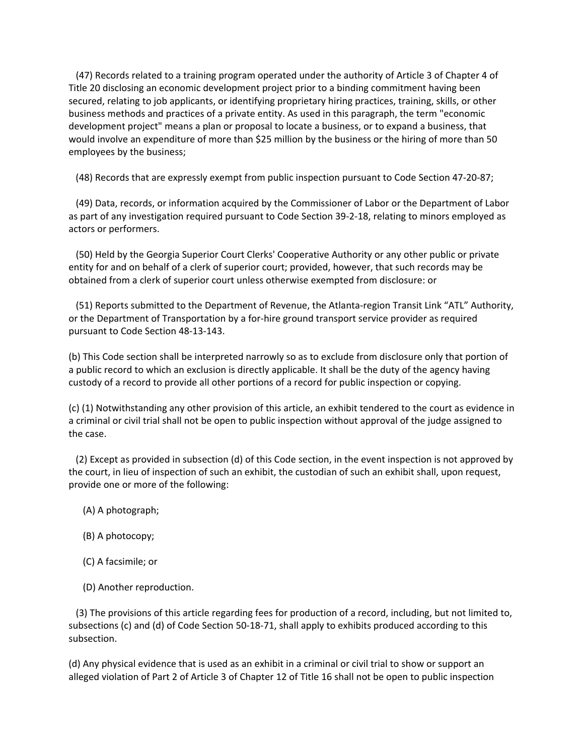(47) Records related to a training program operated under the authority of Article 3 of Chapter 4 of Title 20 disclosing an economic development project prior to a binding commitment having been secured, relating to job applicants, or identifying proprietary hiring practices, training, skills, or other business methods and practices of a private entity. As used in this paragraph, the term "economic development project" means a plan or proposal to locate a business, or to expand a business, that would involve an expenditure of more than $25 million by the business or the hiring of more than 50 employees by the business;

(48) Records that are expressly exempt from public inspection pursuant to Code Section 47-20-87;

(49) Data, records, or information acquired by the Commissioner of Labor or the Department of Labor as part of any investigation required pursuant to Code Section 39-2-18, relating to minors employed as actors or performers.

(50) Held by the Georgia Superior Court Clerks' Cooperative Authority or any other public or private entity for and on behalf of a clerk of superior court; provided, however, that such records may be obtained from a clerk of superior court unless otherwise exempted from disclosure: or

(51) Reports submitted to the Department of Revenue, the Atlanta-region Transit Link "ATL" Authority, or the Department of Transportation by a for-hire ground transport service provider as required pursuant to Code Section 48-13-143.

(b) This Code section shall be interpreted narrowly so as to exclude from disclosure only that portion of a public record to which an exclusion is directly applicable. It shall be the duty of the agency having custody of a record to provide all other portions of a record for public inspection or copying.

(c) (1) Notwithstanding any other provision of this article, an exhibit tendered to the court as evidence in a criminal or civil trial shall not be open to public inspection without approval of the judge assigned to the case.

(2) Except as provided in subsection (d) of this Code section, in the event inspection is not approved by the court, in lieu of inspection of such an exhibit, the custodian of such an exhibit shall, upon request, provide one or more of the following:

(A) A photograph;

(B) A photocopy;

(C) A facsimile; or

(D) Another reproduction.

(3) The provisions of this article regarding fees for production of a record, including, but not limited to, subsections (c) and (d) of Code Section 50-18-71, shall apply to exhibits produced according to this subsection.

(d) Any physical evidence that is used as an exhibit in a criminal or civil trial to show or support an alleged violation of Part 2 of Article 3 of Chapter 12 of Title 16 shall not be open to public inspection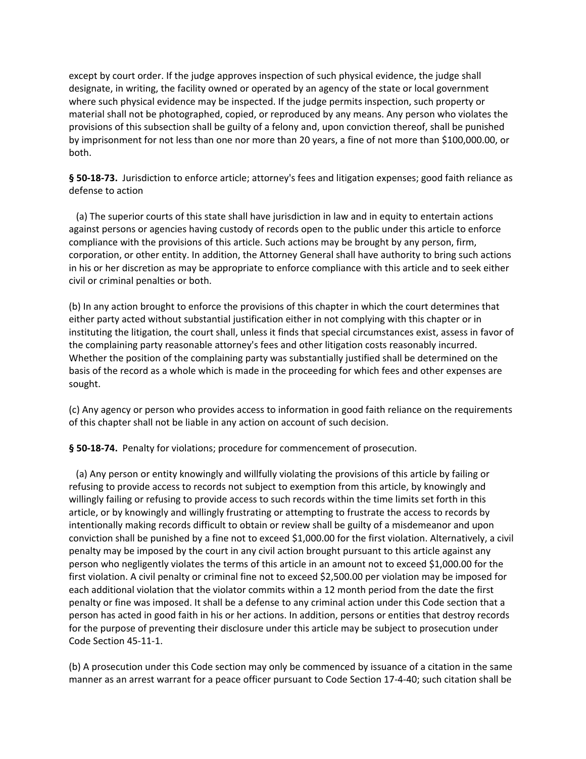except by court order. If the judge approves inspection of such physical evidence, the judge shall designate, in writing, the facility owned or operated by an agency of the state or local government where such physical evidence may be inspected. If the judge permits inspection, such property or material shall not be photographed, copied, or reproduced by any means. Any person who violates the provisions of this subsection shall be guilty of a felony and, upon conviction thereof, shall be punished by imprisonment for not less than one nor more than 20 years, a fine of not more than $100,000.00, or both.

**§ 50-18-73.** Jurisdiction to enforce article; attorney's fees and litigation expenses; good faith reliance as defense to action

(a) The superior courts of this state shall have jurisdiction in law and in equity to entertain actions against persons or agencies having custody of records open to the public under this article to enforce compliance with the provisions of this article. Such actions may be brought by any person, firm, corporation, or other entity. In addition, the Attorney General shall have authority to bring such actions in his or her discretion as may be appropriate to enforce compliance with this article and to seek either civil or criminal penalties or both.

(b) In any action brought to enforce the provisions of this chapter in which the court determines that either party acted without substantial justification either in not complying with this chapter or in instituting the litigation, the court shall, unless it finds that special circumstances exist, assess in favor of the complaining party reasonable attorney's fees and other litigation costs reasonably incurred. Whether the position of the complaining party was substantially justified shall be determined on the basis of the record as a whole which is made in the proceeding for which fees and other expenses are sought.

(c) Any agency or person who provides access to information in good faith reliance on the requirements of this chapter shall not be liable in any action on account of such decision.

**§ 50-18-74.** Penalty for violations; procedure for commencement of prosecution.

(a) Any person or entity knowingly and willfully violating the provisions of this article by failing or refusing to provide access to records not subject to exemption from this article, by knowingly and willingly failing or refusing to provide access to such records within the time limits set forth in this article, or by knowingly and willingly frustrating or attempting to frustrate the access to records by intentionally making records difficult to obtain or review shall be guilty of a misdemeanor and upon conviction shall be punished by a fine not to exceed $1,000.00 for the first violation. Alternatively, a civil penalty may be imposed by the court in any civil action brought pursuant to this article against any person who negligently violates the terms of this article in an amount not to exceed $1,000.00 for the first violation. A civil penalty or criminal fine not to exceed $2,500.00 per violation may be imposed for each additional violation that the violator commits within a 12 month period from the date the first penalty or fine was imposed. It shall be a defense to any criminal action under this Code section that a person has acted in good faith in his or her actions. In addition, persons or entities that destroy records for the purpose of preventing their disclosure under this article may be subject to prosecution under Code Section 45-11-1.

(b) A prosecution under this Code section may only be commenced by issuance of a citation in the same manner as an arrest warrant for a peace officer pursuant to Code Section 17-4-40; such citation shall be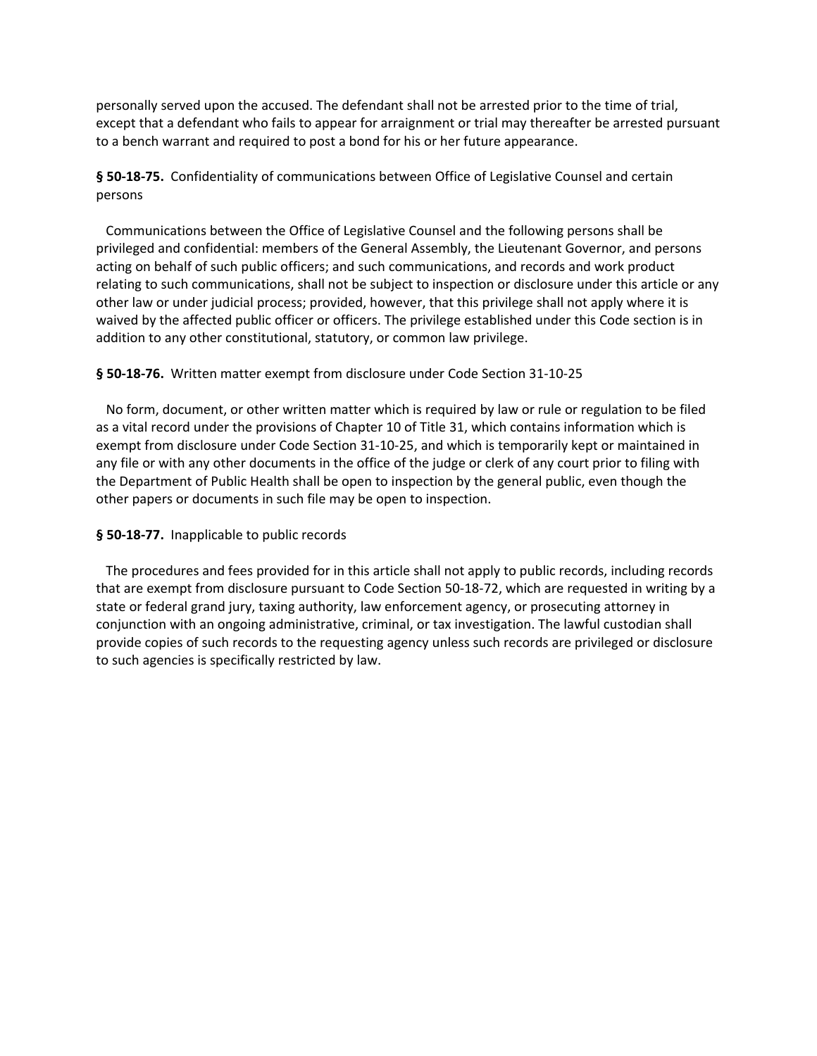personally served upon the accused. The defendant shall not be arrested prior to the time of trial, except that a defendant who fails to appear for arraignment or trial may thereafter be arrested pursuant to a bench warrant and required to post a bond for his or her future appearance.

**§ 50-18-75.** Confidentiality of communications between Office of Legislative Counsel and certain persons

Communications between the Office of Legislative Counsel and the following persons shall be privileged and confidential: members of the General Assembly, the Lieutenant Governor, and persons acting on behalf of such public officers; and such communications, and records and work product relating to such communications, shall not be subject to inspection or disclosure under this article or any other law or under judicial process; provided, however, that this privilege shall not apply where it is waived by the affected public officer or officers. The privilege established under this Code section is in addition to any other constitutional, statutory, or common law privilege.

**§ 50-18-76.** Written matter exempt from disclosure under Code Section 31-10-25

No form, document, or other written matter which is required by law or rule or regulation to be filed as a vital record under the provisions of Chapter 10 of Title 31, which contains information which is exempt from disclosure under Code Section 31-10-25, and which is temporarily kept or maintained in any file or with any other documents in the office of the judge or clerk of any court prior to filing with the Department of Public Health shall be open to inspection by the general public, even though the other papers or documents in such file may be open to inspection.

**§ 50-18-77.** Inapplicable to public records

The procedures and fees provided for in this article shall not apply to public records, including records that are exempt from disclosure pursuant to Code Section 50-18-72, which are requested in writing by a state or federal grand jury, taxing authority, law enforcement agency, or prosecuting attorney in conjunction with an ongoing administrative, criminal, or tax investigation. The lawful custodian shall provide copies of such records to the requesting agency unless such records are privileged or disclosure to such agencies is specifically restricted by law.